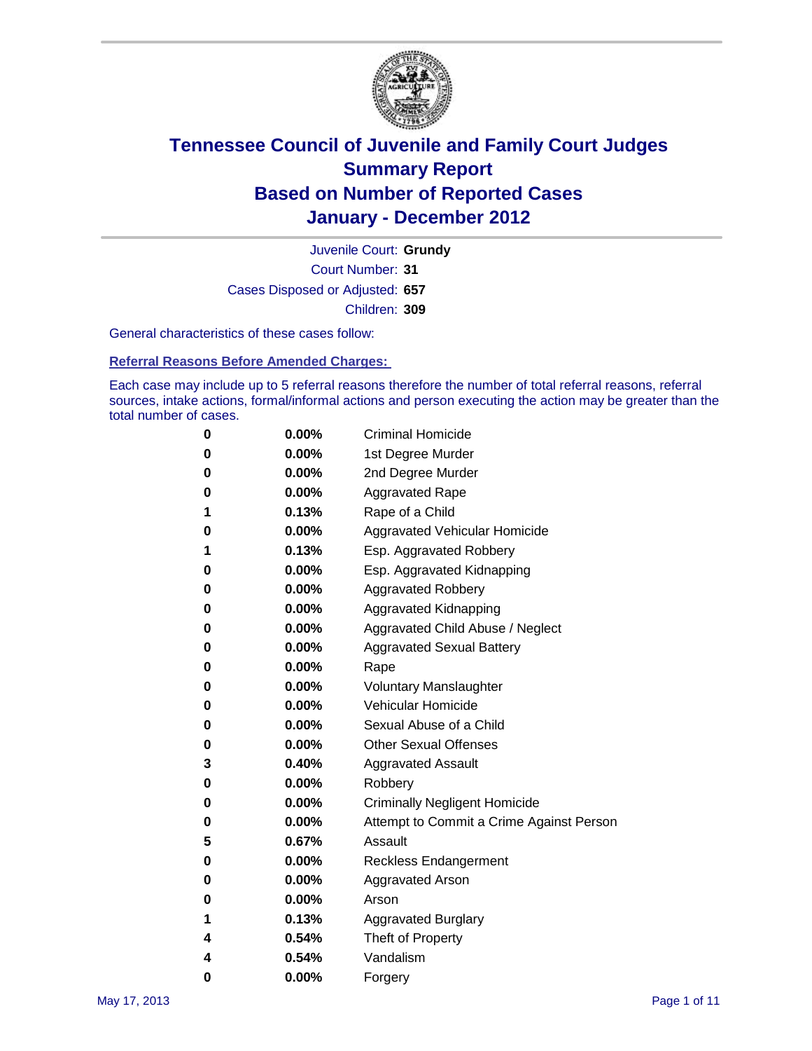# Tennessee Council of Juvenile and Family Court Judges
# Summary Report
# Based on Number of Reported Cases
# January - December 2012

Juvenile Court: **Grundy**

Court Number: **31**

Cases Disposed or Adjusted: **657**

Children: **309**

General characteristics of these cases follow:

### Referral Reasons Before Amended Charges:

Each case may include up to 5 referral reasons therefore the number of total referral reasons, referral sources, intake actions, formal/informal actions and person executing the action may be greater than the total number of cases.

| Count | Percent | Referral Reason |
|---|---|---|
| 0 | 0.00% | Criminal Homicide |
| 0 | 0.00% | 1st Degree Murder |
| 0 | 0.00% | 2nd Degree Murder |
| 0 | 0.00% | Aggravated Rape |
| 1 | 0.13% | Rape of a Child |
| 0 | 0.00% | Aggravated Vehicular Homicide |
| 1 | 0.13% | Esp. Aggravated Robbery |
| 0 | 0.00% | Esp. Aggravated Kidnapping |
| 0 | 0.00% | Aggravated Robbery |
| 0 | 0.00% | Aggravated Kidnapping |
| 0 | 0.00% | Aggravated Child Abuse / Neglect |
| 0 | 0.00% | Aggravated Sexual Battery |
| 0 | 0.00% | Rape |
| 0 | 0.00% | Voluntary Manslaughter |
| 0 | 0.00% | Vehicular Homicide |
| 0 | 0.00% | Sexual Abuse of a Child |
| 0 | 0.00% | Other Sexual Offenses |
| 3 | 0.40% | Aggravated Assault |
| 0 | 0.00% | Robbery |
| 0 | 0.00% | Criminally Negligent Homicide |
| 0 | 0.00% | Attempt to Commit a Crime Against Person |
| 5 | 0.67% | Assault |
| 0 | 0.00% | Reckless Endangerment |
| 0 | 0.00% | Aggravated Arson |
| 0 | 0.00% | Arson |
| 1 | 0.13% | Aggravated Burglary |
| 4 | 0.54% | Theft of Property |
| 4 | 0.54% | Vandalism |
| 0 | 0.00% | Forgery |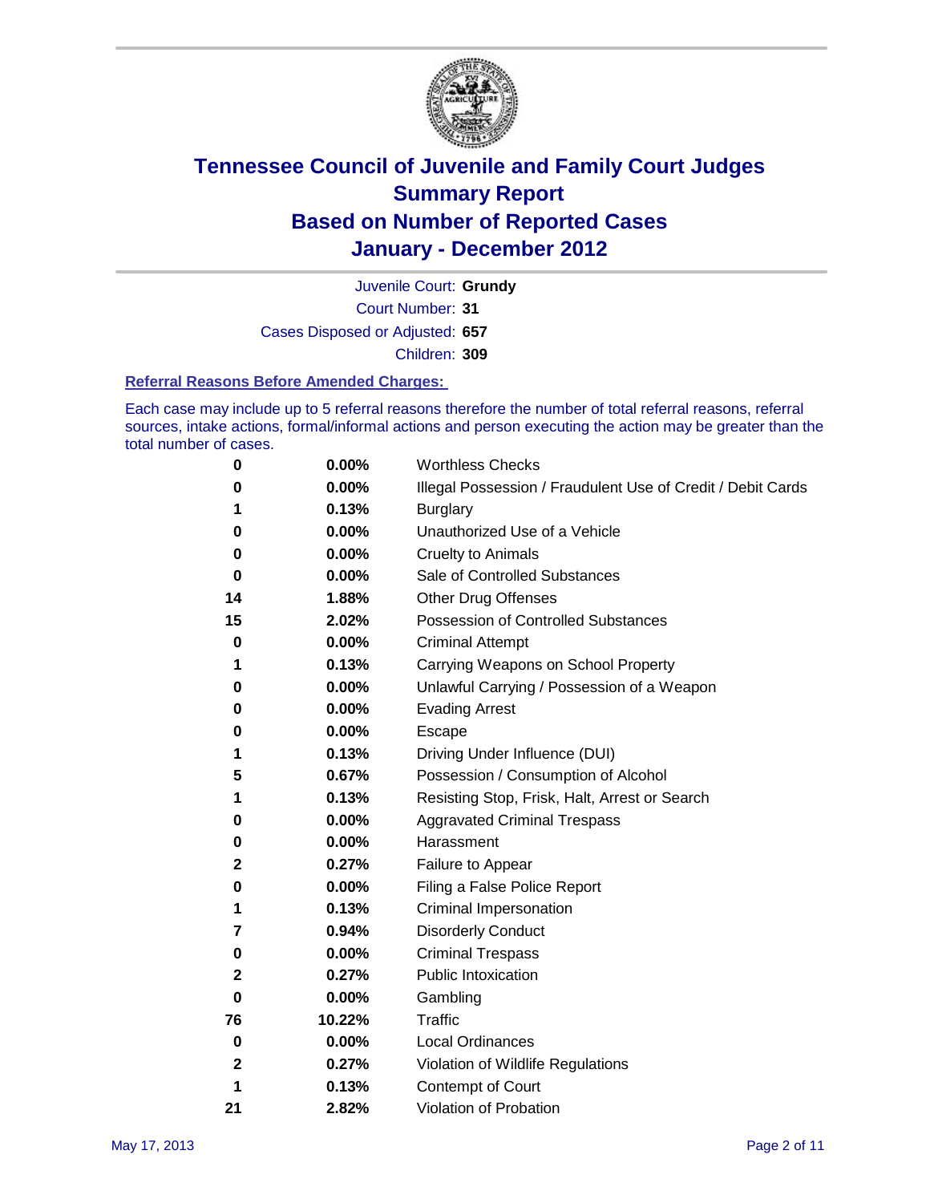# Tennessee Council of Juvenile and Family Court Judges Summary Report Based on Number of Reported Cases January - December 2012

Juvenile Court: **Grundy**

Court Number: **31**

Cases Disposed or Adjusted: **657**

Children: **309**

### Referral Reasons Before Amended Charges:

Each case may include up to 5 referral reasons therefore the number of total referral reasons, referral sources, intake actions, formal/informal actions and person executing the action may be greater than the total number of cases.

| Count | Percent | Referral Reason |
|---|---|---|
| 0 | 0.00% | Worthless Checks |
| 0 | 0.00% | Illegal Possession / Fraudulent Use of Credit / Debit Cards |
| 1 | 0.13% | Burglary |
| 0 | 0.00% | Unauthorized Use of a Vehicle |
| 0 | 0.00% | Cruelty to Animals |
| 0 | 0.00% | Sale of Controlled Substances |
| 14 | 1.88% | Other Drug Offenses |
| 15 | 2.02% | Possession of Controlled Substances |
| 0 | 0.00% | Criminal Attempt |
| 1 | 0.13% | Carrying Weapons on School Property |
| 0 | 0.00% | Unlawful Carrying / Possession of a Weapon |
| 0 | 0.00% | Evading Arrest |
| 0 | 0.00% | Escape |
| 1 | 0.13% | Driving Under Influence (DUI) |
| 5 | 0.67% | Possession / Consumption of Alcohol |
| 1 | 0.13% | Resisting Stop, Frisk, Halt, Arrest or Search |
| 0 | 0.00% | Aggravated Criminal Trespass |
| 0 | 0.00% | Harassment |
| 2 | 0.27% | Failure to Appear |
| 0 | 0.00% | Filing a False Police Report |
| 1 | 0.13% | Criminal Impersonation |
| 7 | 0.94% | Disorderly Conduct |
| 0 | 0.00% | Criminal Trespass |
| 2 | 0.27% | Public Intoxication |
| 0 | 0.00% | Gambling |
| 76 | 10.22% | Traffic |
| 0 | 0.00% | Local Ordinances |
| 2 | 0.27% | Violation of Wildlife Regulations |
| 1 | 0.13% | Contempt of Court |
| 21 | 2.82% | Violation of Probation |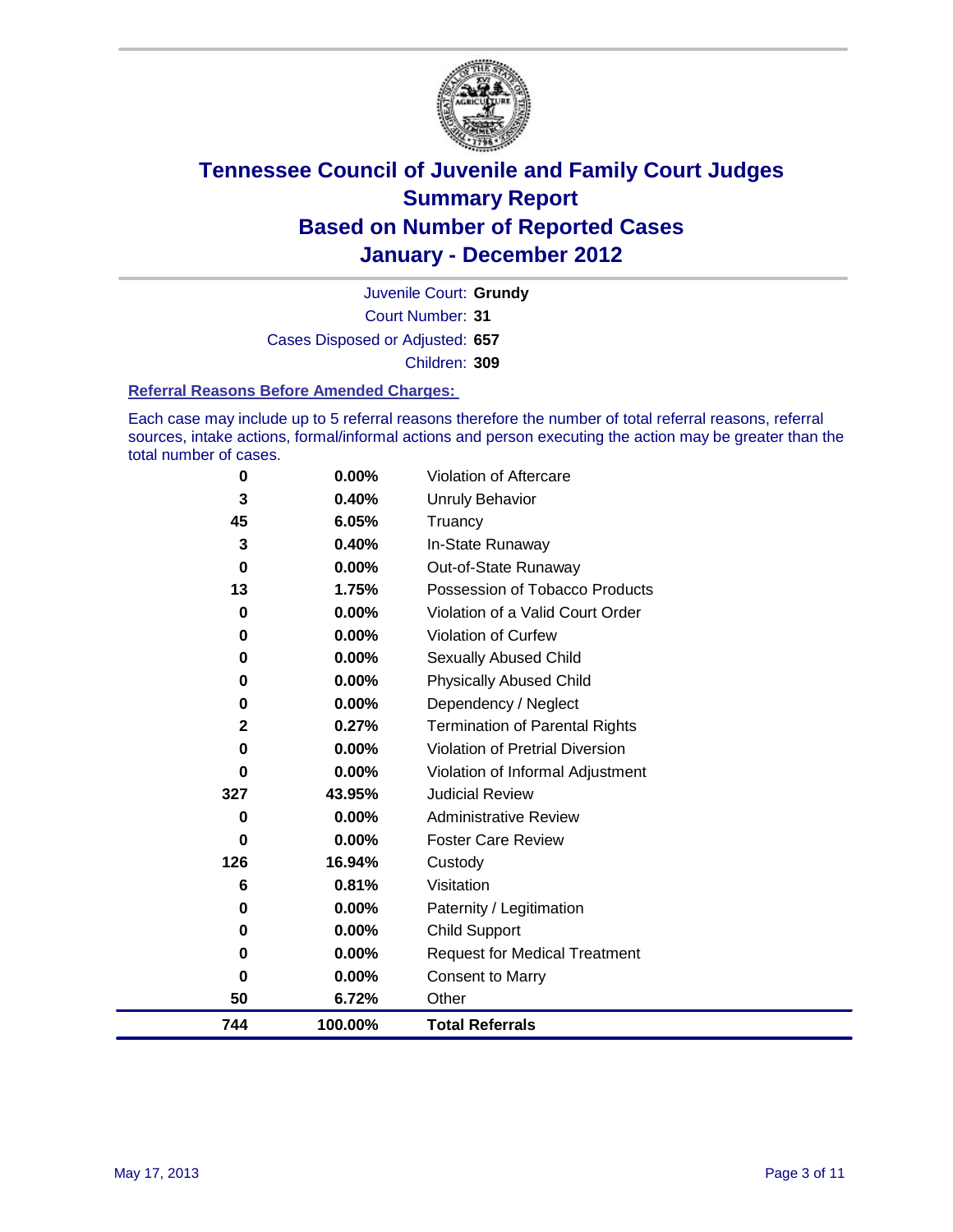# Tennessee Council of Juvenile and Family Court Judges
# Summary Report
# Based on Number of Reported Cases
# January - December 2012

Juvenile Court: **Grundy**
Court Number: **31**
Cases Disposed or Adjusted: **657**
Children: **309**

### Referral Reasons Before Amended Charges:

Each case may include up to 5 referral reasons therefore the number of total referral reasons, referral sources, intake actions, formal/informal actions and person executing the action may be greater than the total number of cases.

| Count | Percent | Referral Reason |
|---|---|---|
| 0 | 0.00% | Violation of Aftercare |
| 3 | 0.40% | Unruly Behavior |
| 45 | 6.05% | Truancy |
| 3 | 0.40% | In-State Runaway |
| 0 | 0.00% | Out-of-State Runaway |
| 13 | 1.75% | Possession of Tobacco Products |
| 0 | 0.00% | Violation of a Valid Court Order |
| 0 | 0.00% | Violation of Curfew |
| 0 | 0.00% | Sexually Abused Child |
| 0 | 0.00% | Physically Abused Child |
| 0 | 0.00% | Dependency / Neglect |
| 2 | 0.27% | Termination of Parental Rights |
| 0 | 0.00% | Violation of Pretrial Diversion |
| 0 | 0.00% | Violation of Informal Adjustment |
| 327 | 43.95% | Judicial Review |
| 0 | 0.00% | Administrative Review |
| 0 | 0.00% | Foster Care Review |
| 126 | 16.94% | Custody |
| 6 | 0.81% | Visitation |
| 0 | 0.00% | Paternity / Legitimation |
| 0 | 0.00% | Child Support |
| 0 | 0.00% | Request for Medical Treatment |
| 0 | 0.00% | Consent to Marry |
| 50 | 6.72% | Other |
| **744** | **100.00%** | **Total Referrals** |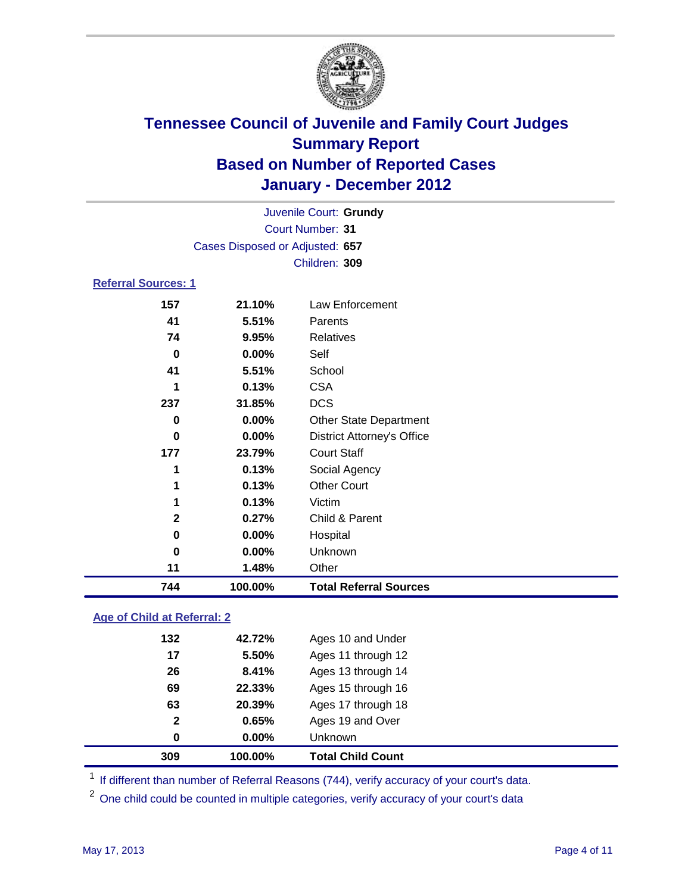# Tennessee Council of Juvenile and Family Court Judges
## Summary Report
## Based on Number of Reported Cases
## January - December 2012

Juvenile Court: **Grundy**
Court Number: **31**
Cases Disposed or Adjusted: **657**
Children: **309**

### Referral Sources: 1

| | | |
|---|---|---|
| 157 | 21.10% | Law Enforcement |
| 41 | 5.51% | Parents |
| 74 | 9.95% | Relatives |
| 0 | 0.00% | Self |
| 41 | 5.51% | School |
| 1 | 0.13% | CSA |
| 237 | 31.85% | DCS |
| 0 | 0.00% | Other State Department |
| 0 | 0.00% | District Attorney's Office |
| 177 | 23.79% | Court Staff |
| 1 | 0.13% | Social Agency |
| 1 | 0.13% | Other Court |
| 1 | 0.13% | Victim |
| 2 | 0.27% | Child & Parent |
| 0 | 0.00% | Hospital |
| 0 | 0.00% | Unknown |
| 11 | 1.48% | Other |
| **744** | **100.00%** | **Total Referral Sources** |

### Age of Child at Referral: 2

| | | |
|---|---|---|
| 132 | 42.72% | Ages 10 and Under |
| 17 | 5.50% | Ages 11 through 12 |
| 26 | 8.41% | Ages 13 through 14 |
| 69 | 22.33% | Ages 15 through 16 |
| 63 | 20.39% | Ages 17 through 18 |
| 2 | 0.65% | Ages 19 and Over |
| 0 | 0.00% | Unknown |
| **309** | **100.00%** | **Total Child Count** |

[1] If different than number of Referral Reasons (744), verify accuracy of your court's data.

[2] One child could be counted in multiple categories, verify accuracy of your court's data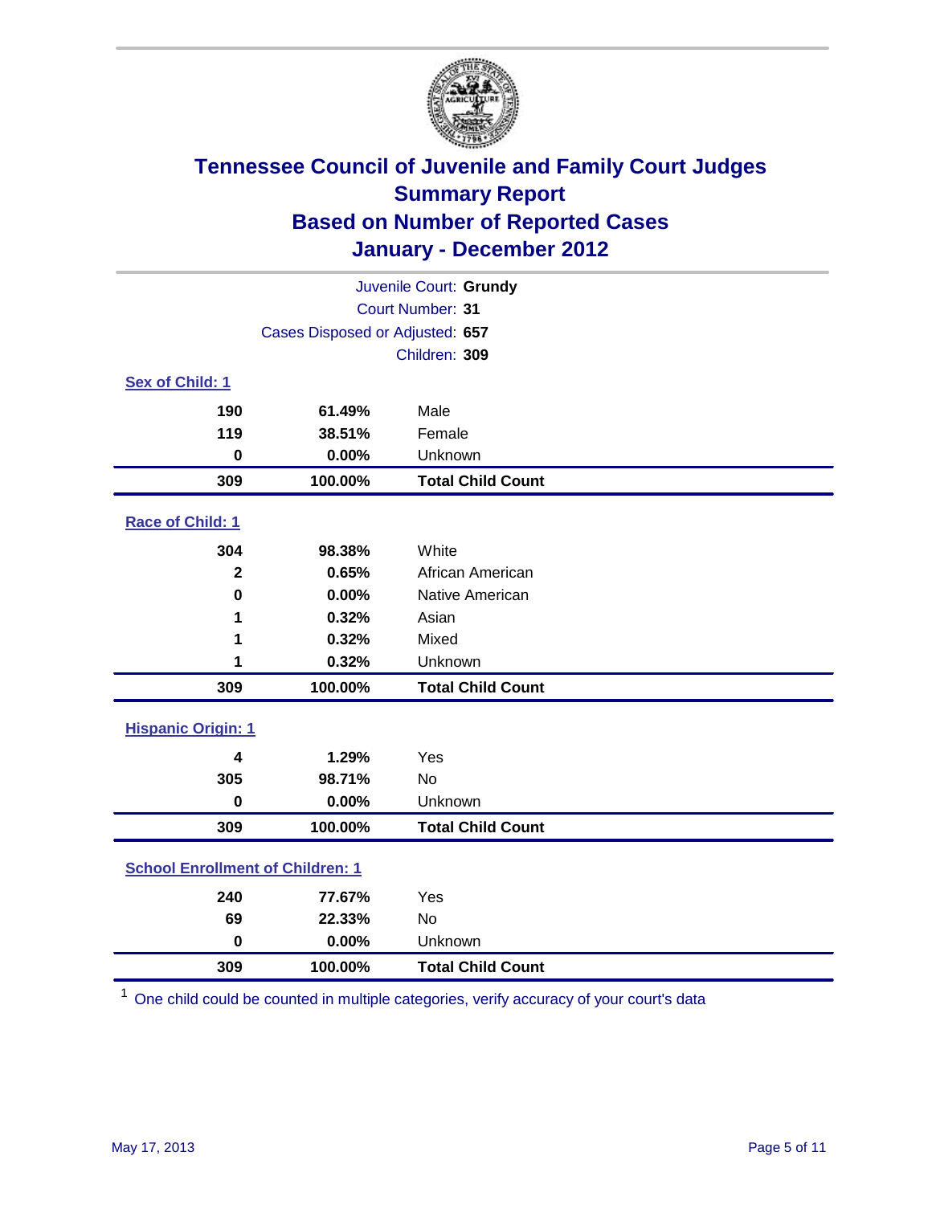# Tennessee Council of Juvenile and Family Court Judges
## Summary Report
## Based on Number of Reported Cases
## January - December 2012

Juvenile Court: **Grundy**

Court Number: **31**

Cases Disposed or Adjusted: **657**

Children: **309**

### Sex of Child: 1

| | | |
|---|---|---|
| **190** | **61.49%** | Male |
| **119** | **38.51%** | Female |
| **0** | **0.00%** | Unknown |
| **309** | **100.00%** | **Total Child Count** |

### Race of Child: 1

| | | |
|---|---|---|
| **304** | **98.38%** | White |
| **2** | **0.65%** | African American |
| **0** | **0.00%** | Native American |
| **1** | **0.32%** | Asian |
| **1** | **0.32%** | Mixed |
| **1** | **0.32%** | Unknown |
| **309** | **100.00%** | **Total Child Count** |

### Hispanic Origin: 1

| | | |
|---|---|---|
| **4** | **1.29%** | Yes |
| **305** | **98.71%** | No |
| **0** | **0.00%** | Unknown |
| **309** | **100.00%** | **Total Child Count** |

### School Enrollment of Children: 1

| | | |
|---|---|---|
| **240** | **77.67%** | Yes |
| **69** | **22.33%** | No |
| **0** | **0.00%** | Unknown |
| **309** | **100.00%** | **Total Child Count** |

[1] One child could be counted in multiple categories, verify accuracy of your court's data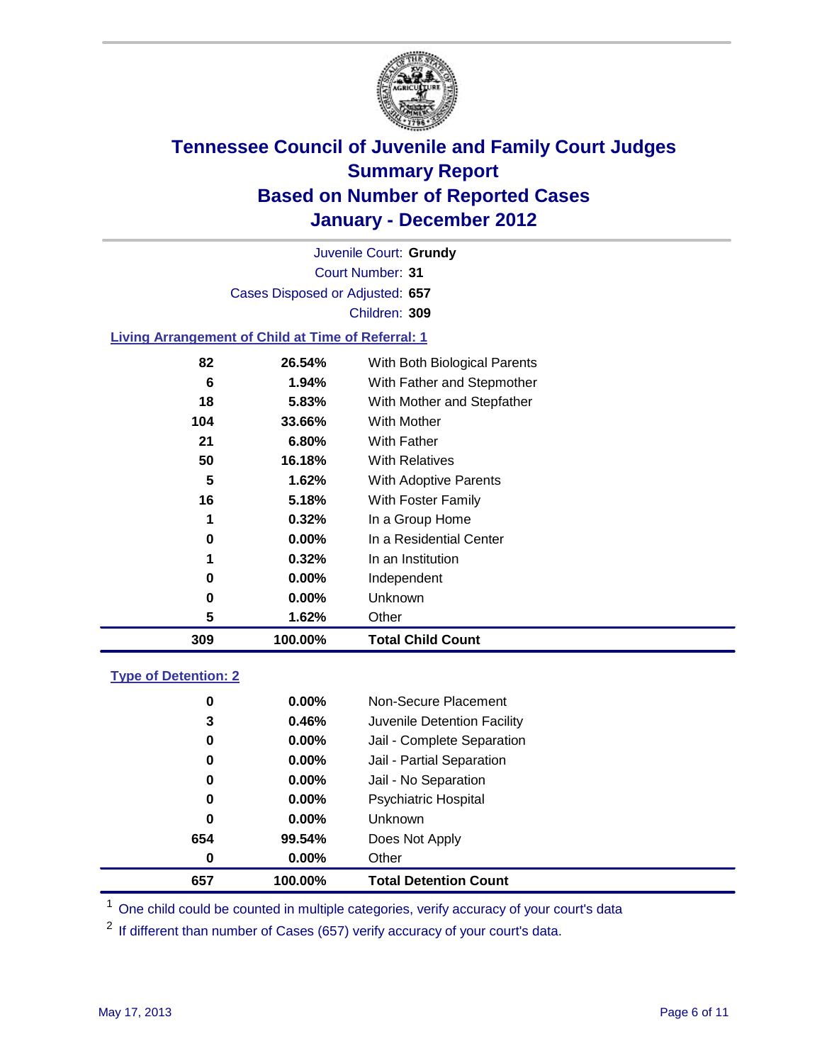# Tennessee Council of Juvenile and Family Court Judges
## Summary Report
## Based on Number of Reported Cases
## January - December 2012

Juvenile Court: **Grundy**

Court Number: **31**

Cases Disposed or Adjusted: **657**

Children: **309**

### Living Arrangement of Child at Time of Referral: 1

| | | |
|---|---|---|
| 82 | 26.54% | With Both Biological Parents |
| 6 | 1.94% | With Father and Stepmother |
| 18 | 5.83% | With Mother and Stepfather |
| 104 | 33.66% | With Mother |
| 21 | 6.80% | With Father |
| 50 | 16.18% | With Relatives |
| 5 | 1.62% | With Adoptive Parents |
| 16 | 5.18% | With Foster Family |
| 1 | 0.32% | In a Group Home |
| 0 | 0.00% | In a Residential Center |
| 1 | 0.32% | In an Institution |
| 0 | 0.00% | Independent |
| 0 | 0.00% | Unknown |
| 5 | 1.62% | Other |
| **309** | **100.00%** | **Total Child Count** |

### Type of Detention: 2

| | | |
|---|---|---|
| 0 | 0.00% | Non-Secure Placement |
| 3 | 0.46% | Juvenile Detention Facility |
| 0 | 0.00% | Jail - Complete Separation |
| 0 | 0.00% | Jail - Partial Separation |
| 0 | 0.00% | Jail - No Separation |
| 0 | 0.00% | Psychiatric Hospital |
| 0 | 0.00% | Unknown |
| 654 | 99.54% | Does Not Apply |
| 0 | 0.00% | Other |
| **657** | **100.00%** | **Total Detention Count** |

[1] One child could be counted in multiple categories, verify accuracy of your court's data

[2] If different than number of Cases (657) verify accuracy of your court's data.

May 17, 2013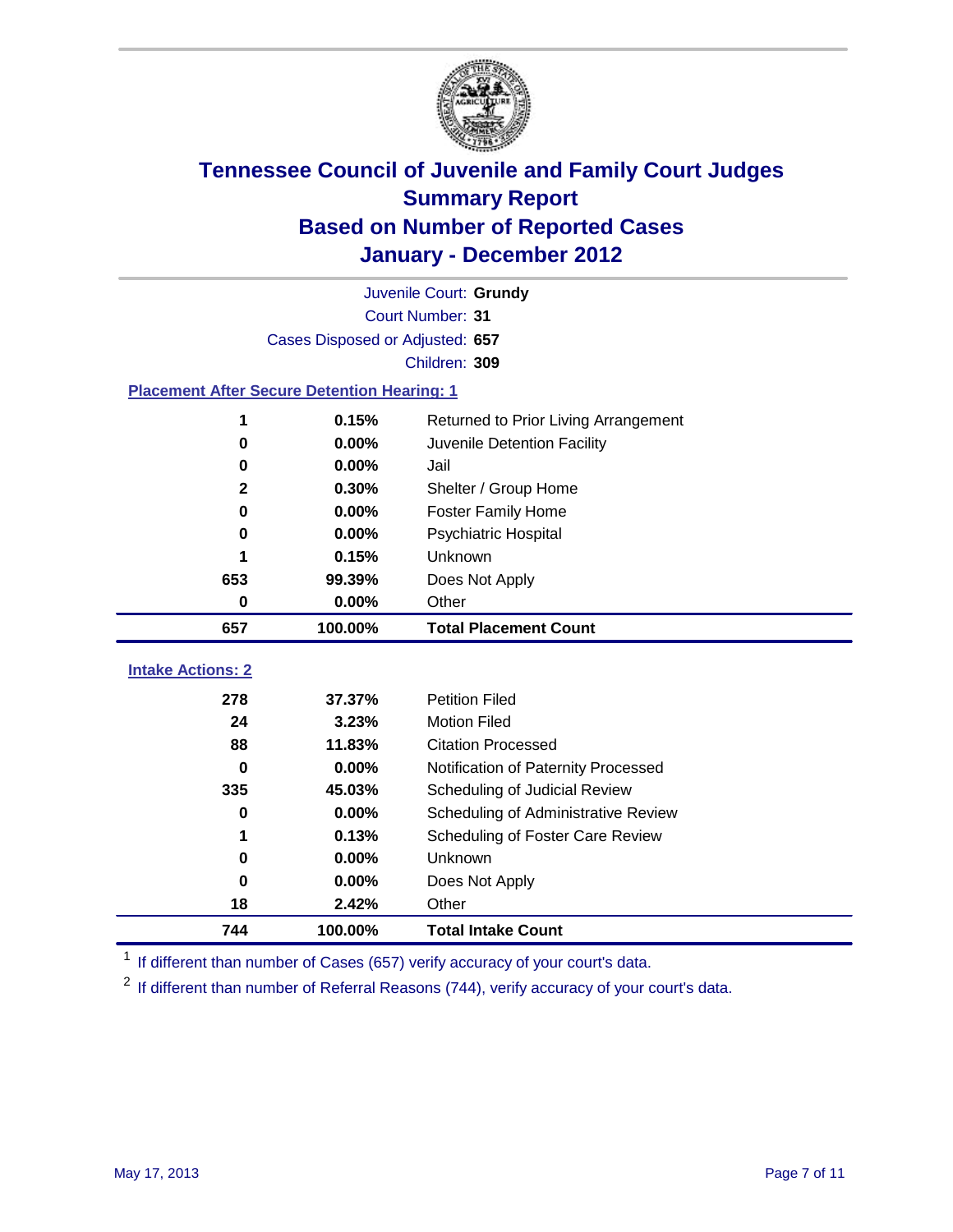# Tennessee Council of Juvenile and Family Court Judges
## Summary Report
## Based on Number of Reported Cases
## January - December 2012

Juvenile Court: **Grundy**
Court Number: **31**
Cases Disposed or Adjusted: **657**
Children: **309**

### Placement After Secure Detention Hearing: 1

| Count | Percent | Placement |
|---|---|---|
| 1 | 0.15% | Returned to Prior Living Arrangement |
| 0 | 0.00% | Juvenile Detention Facility |
| 0 | 0.00% | Jail |
| 2 | 0.30% | Shelter / Group Home |
| 0 | 0.00% | Foster Family Home |
| 0 | 0.00% | Psychiatric Hospital |
| 1 | 0.15% | Unknown |
| 653 | 99.39% | Does Not Apply |
| 0 | 0.00% | Other |
| **657** | **100.00%** | **Total Placement Count** |

### Intake Actions: 2

| Count | Percent | Intake Action |
|---|---|---|
| 278 | 37.37% | Petition Filed |
| 24 | 3.23% | Motion Filed |
| 88 | 11.83% | Citation Processed |
| 0 | 0.00% | Notification of Paternity Processed |
| 335 | 45.03% | Scheduling of Judicial Review |
| 0 | 0.00% | Scheduling of Administrative Review |
| 1 | 0.13% | Scheduling of Foster Care Review |
| 0 | 0.00% | Unknown |
| 0 | 0.00% | Does Not Apply |
| 18 | 2.42% | Other |
| **744** | **100.00%** | **Total Intake Count** |

[1] If different than number of Cases (657) verify accuracy of your court's data.

[2] If different than number of Referral Reasons (744), verify accuracy of your court's data.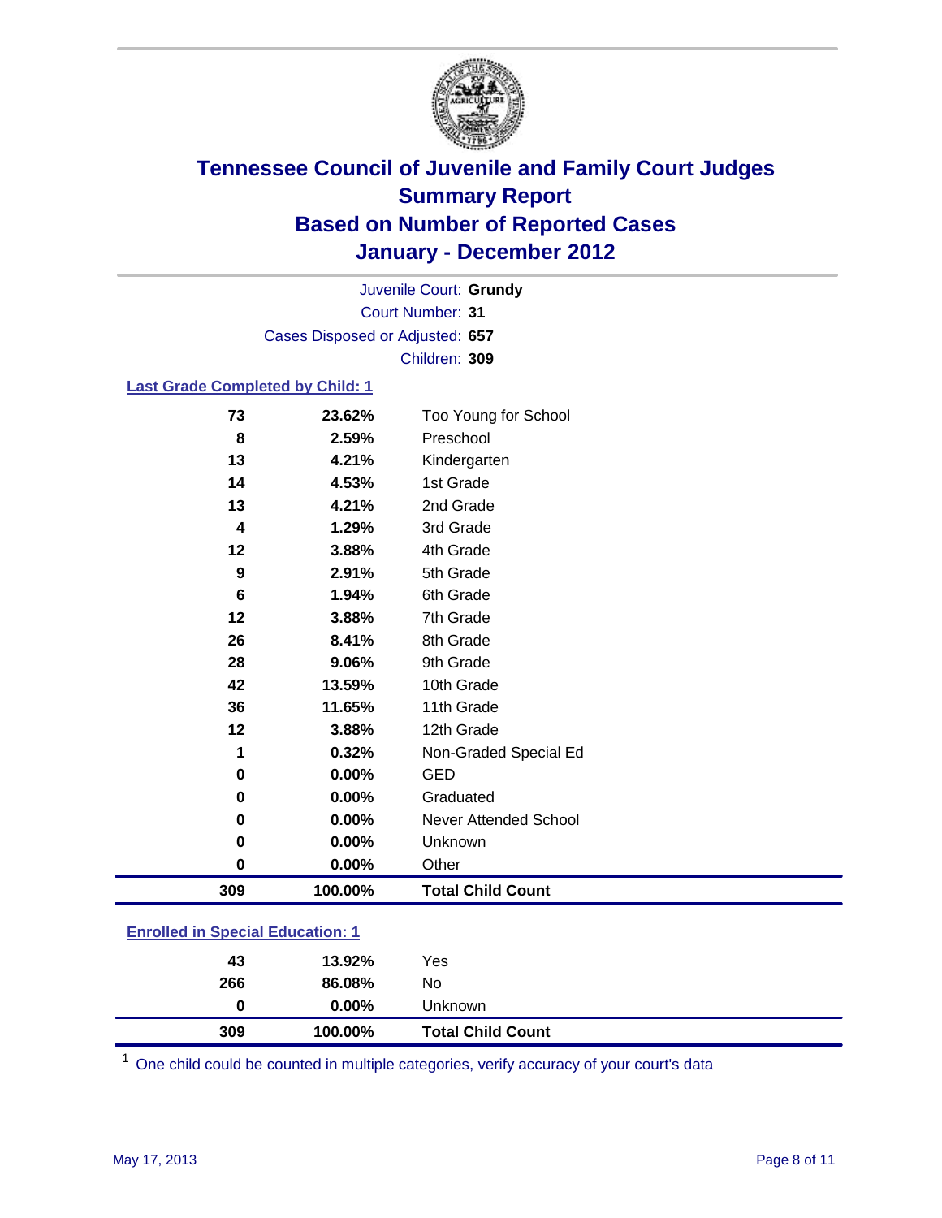# Tennessee Council of Juvenile and Family Court Judges
## Summary Report
## Based on Number of Reported Cases
## January - December 2012

Juvenile Court: **Grundy**
Court Number: **31**
Cases Disposed or Adjusted: **657**
Children: **309**

### Last Grade Completed by Child: 1

| | | |
|---|---|---|
| 73 | 23.62% | Too Young for School |
| 8 | 2.59% | Preschool |
| 13 | 4.21% | Kindergarten |
| 14 | 4.53% | 1st Grade |
| 13 | 4.21% | 2nd Grade |
| 4 | 1.29% | 3rd Grade |
| 12 | 3.88% | 4th Grade |
| 9 | 2.91% | 5th Grade |
| 6 | 1.94% | 6th Grade |
| 12 | 3.88% | 7th Grade |
| 26 | 8.41% | 8th Grade |
| 28 | 9.06% | 9th Grade |
| 42 | 13.59% | 10th Grade |
| 36 | 11.65% | 11th Grade |
| 12 | 3.88% | 12th Grade |
| 1 | 0.32% | Non-Graded Special Ed |
| 0 | 0.00% | GED |
| 0 | 0.00% | Graduated |
| 0 | 0.00% | Never Attended School |
| 0 | 0.00% | Unknown |
| 0 | 0.00% | Other |
| **309** | **100.00%** | **Total Child Count** |

### Enrolled in Special Education: 1

| | | |
|---|---|---|
| 43 | 13.92% | Yes |
| 266 | 86.08% | No |
| 0 | 0.00% | Unknown |
| **309** | **100.00%** | **Total Child Count** |

[1] One child could be counted in multiple categories, verify accuracy of your court's data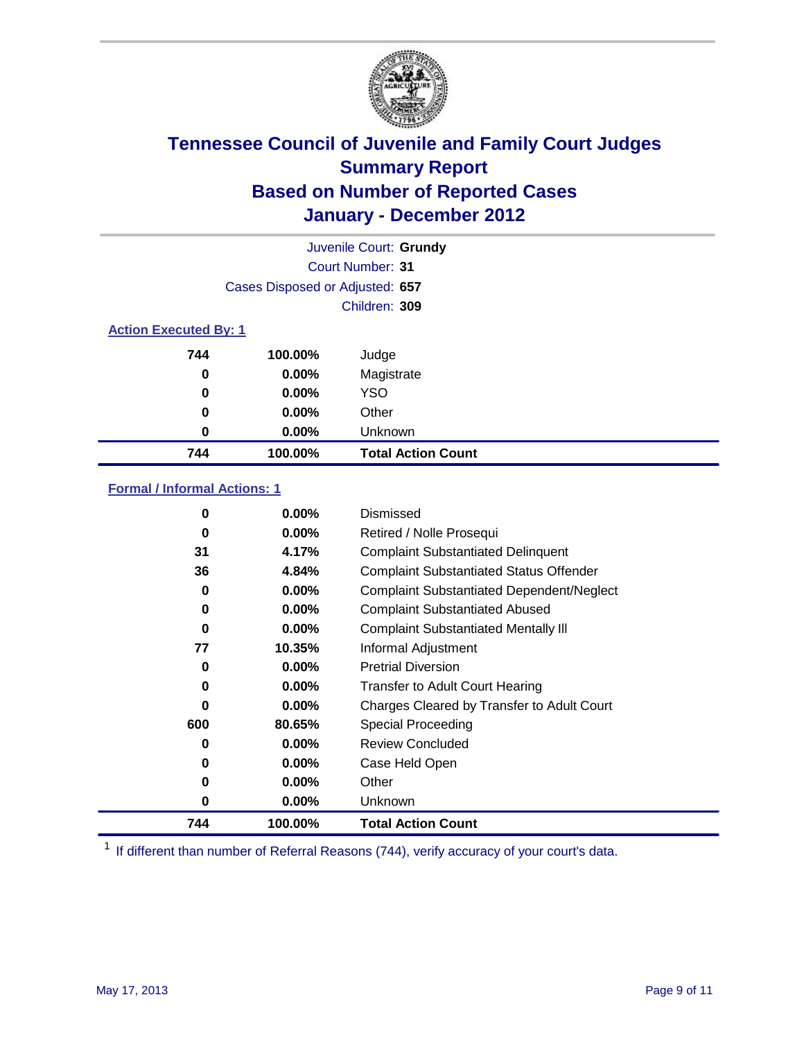# Tennessee Council of Juvenile and Family Court Judges
## Summary Report
## Based on Number of Reported Cases
## January - December 2012

Juvenile Court: **Grundy**
Court Number: **31**
Cases Disposed or Adjusted: **657**
Children: **309**

### Action Executed By: 1

| | | |
|---|---|---|
| 744 | 100.00% | Judge |
| 0 | 0.00% | Magistrate |
| 0 | 0.00% | YSO |
| 0 | 0.00% | Other |
| 0 | 0.00% | Unknown |
| **744** | **100.00%** | **Total Action Count** |

### Formal / Informal Actions: 1

| | | |
|---|---|---|
| 0 | 0.00% | Dismissed |
| 0 | 0.00% | Retired / Nolle Prosequi |
| 31 | 4.17% | Complaint Substantiated Delinquent |
| 36 | 4.84% | Complaint Substantiated Status Offender |
| 0 | 0.00% | Complaint Substantiated Dependent/Neglect |
| 0 | 0.00% | Complaint Substantiated Abused |
| 0 | 0.00% | Complaint Substantiated Mentally Ill |
| 77 | 10.35% | Informal Adjustment |
| 0 | 0.00% | Pretrial Diversion |
| 0 | 0.00% | Transfer to Adult Court Hearing |
| 0 | 0.00% | Charges Cleared by Transfer to Adult Court |
| 600 | 80.65% | Special Proceeding |
| 0 | 0.00% | Review Concluded |
| 0 | 0.00% | Case Held Open |
| 0 | 0.00% | Other |
| 0 | 0.00% | Unknown |
| **744** | **100.00%** | **Total Action Count** |

[1] If different than number of Referral Reasons (744), verify accuracy of your court's data.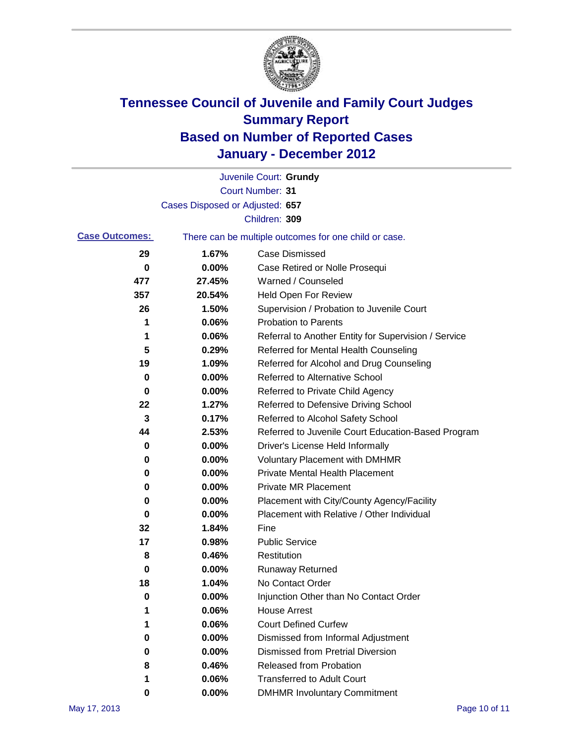# Tennessee Council of Juvenile and Family Court Judges
## Summary Report
## Based on Number of Reported Cases
## January - December 2012

Juvenile Court: **Grundy**

Court Number: **31**

Cases Disposed or Adjusted: **657**

Children: **309**

**Case Outcomes:** There can be multiple outcomes for one child or case.

| Count | Percent | Outcome |
|---|---|---|
| 29 | 1.67% | Case Dismissed |
| 0 | 0.00% | Case Retired or Nolle Prosequi |
| 477 | 27.45% | Warned / Counseled |
| 357 | 20.54% | Held Open For Review |
| 26 | 1.50% | Supervision / Probation to Juvenile Court |
| 1 | 0.06% | Probation to Parents |
| 1 | 0.06% | Referral to Another Entity for Supervision / Service |
| 5 | 0.29% | Referred for Mental Health Counseling |
| 19 | 1.09% | Referred for Alcohol and Drug Counseling |
| 0 | 0.00% | Referred to Alternative School |
| 0 | 0.00% | Referred to Private Child Agency |
| 22 | 1.27% | Referred to Defensive Driving School |
| 3 | 0.17% | Referred to Alcohol Safety School |
| 44 | 2.53% | Referred to Juvenile Court Education-Based Program |
| 0 | 0.00% | Driver's License Held Informally |
| 0 | 0.00% | Voluntary Placement with DMHMR |
| 0 | 0.00% | Private Mental Health Placement |
| 0 | 0.00% | Private MR Placement |
| 0 | 0.00% | Placement with City/County Agency/Facility |
| 0 | 0.00% | Placement with Relative / Other Individual |
| 32 | 1.84% | Fine |
| 17 | 0.98% | Public Service |
| 8 | 0.46% | Restitution |
| 0 | 0.00% | Runaway Returned |
| 18 | 1.04% | No Contact Order |
| 0 | 0.00% | Injunction Other than No Contact Order |
| 1 | 0.06% | House Arrest |
| 1 | 0.06% | Court Defined Curfew |
| 0 | 0.00% | Dismissed from Informal Adjustment |
| 0 | 0.00% | Dismissed from Pretrial Diversion |
| 8 | 0.46% | Released from Probation |
| 1 | 0.06% | Transferred to Adult Court |
| 0 | 0.00% | DMHMR Involuntary Commitment |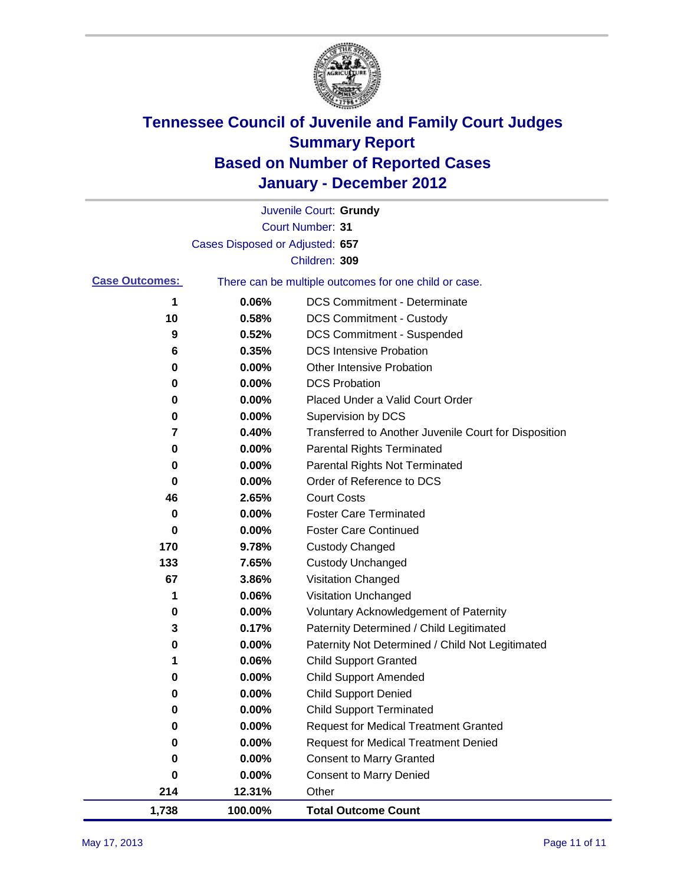# Tennessee Council of Juvenile and Family Court Judges
## Summary Report
## Based on Number of Reported Cases
## January - December 2012

Juvenile Court: **Grundy**
Court Number: **31**
Cases Disposed or Adjusted: **657**
Children: **309**

**Case Outcomes:** There can be multiple outcomes for one child or case.

| | | |
|---|---|---|
| 1 | 0.06% | DCS Commitment - Determinate |
| 10 | 0.58% | DCS Commitment - Custody |
| 9 | 0.52% | DCS Commitment - Suspended |
| 6 | 0.35% | DCS Intensive Probation |
| 0 | 0.00% | Other Intensive Probation |
| 0 | 0.00% | DCS Probation |
| 0 | 0.00% | Placed Under a Valid Court Order |
| 0 | 0.00% | Supervision by DCS |
| 7 | 0.40% | Transferred to Another Juvenile Court for Disposition |
| 0 | 0.00% | Parental Rights Terminated |
| 0 | 0.00% | Parental Rights Not Terminated |
| 0 | 0.00% | Order of Reference to DCS |
| 46 | 2.65% | Court Costs |
| 0 | 0.00% | Foster Care Terminated |
| 0 | 0.00% | Foster Care Continued |
| 170 | 9.78% | Custody Changed |
| 133 | 7.65% | Custody Unchanged |
| 67 | 3.86% | Visitation Changed |
| 1 | 0.06% | Visitation Unchanged |
| 0 | 0.00% | Voluntary Acknowledgement of Paternity |
| 3 | 0.17% | Paternity Determined / Child Legitimated |
| 0 | 0.00% | Paternity Not Determined / Child Not Legitimated |
| 1 | 0.06% | Child Support Granted |
| 0 | 0.00% | Child Support Amended |
| 0 | 0.00% | Child Support Denied |
| 0 | 0.00% | Child Support Terminated |
| 0 | 0.00% | Request for Medical Treatment Granted |
| 0 | 0.00% | Request for Medical Treatment Denied |
| 0 | 0.00% | Consent to Marry Granted |
| 0 | 0.00% | Consent to Marry Denied |
| 214 | 12.31% | Other |
| **1,738** | **100.00%** | **Total Outcome Count** |

May 17, 2013